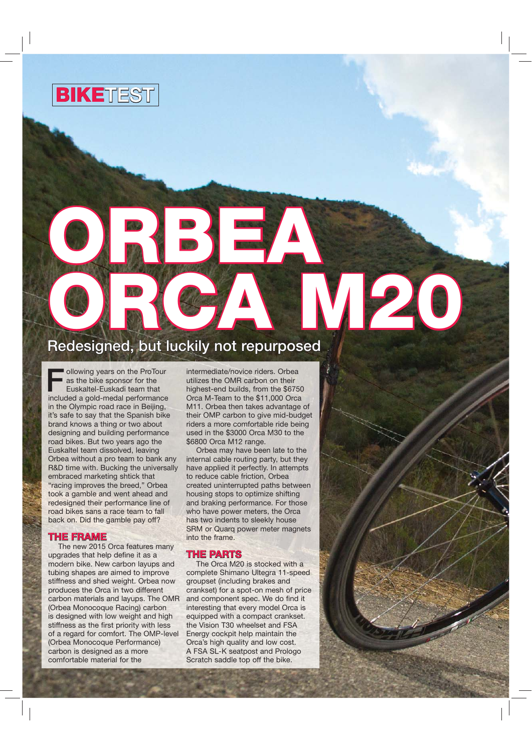BIKETEST

# ORBEA ORCA M20

## Redesigned, but luckily not repurposed

Following years on the ProTour as the bike sponsor for the Euskaltel-Euskadi team that included a gold-medal performance in the Olympic road race in Beijing, it's safe to say that the Spanish bike brand knows a thing or two about designing and building performance road bikes. But two years ago the Euskaltel team dissolved, leaving Orbea without a pro team to bank any R&D time with. Bucking the universally embraced marketing shtick that "racing improves the breed," Orbea took a gamble and went ahead and redesigned their performance line of road bikes sans a race team to fall back on. Did the gamble pay off?

### THE FRAME

The new 2015 Orca features many upgrades that help define it as a modern bike. New carbon layups and tubing shapes are aimed to improve stiffness and shed weight. Orbea now produces the Orca in two different carbon materials and layups. The OMR (Orbea Monocoque Racing) carbon is designed with low weight and high stiffness as the first priority with less of a regard for comfort. The OMP-level (Orbea Monocoque Performance) carbon is designed as a more comfortable material for the intermediate/novice riders. Orbea utilizes the OMR carbon on their highest-end builds, from the $6750 Orca M-Team to the $11,000 Orca M11. Orbea then takes advantage of their OMP carbon to give mid-budget riders a more comfortable ride being used in the $3000 Orca M30 to the $6800 Orca M12 range.

Orbea may have been late to the internal cable routing party, but they have applied it perfectly. In attempts to reduce cable friction, Orbea created uninterrupted paths between housing stops to optimize shifting and braking performance. For those who have power meters, the Orca has two indents to sleekly house SRM or Quarq power meter magnets into the frame.

### THE PARTS

The Orca M20 is stocked with a complete Shimano Ultegra 11-speed groupset (including brakes and crankset) for a spot-on mesh of price and component spec. We do find it interesting that every model Orca is equipped with a compact crankset. the Vision T30 wheelset and FSA Energy cockpit help maintain the Orca's high quality and low cost. A FSA SL-K seatpost and Prologo Scratch saddle top off the bike.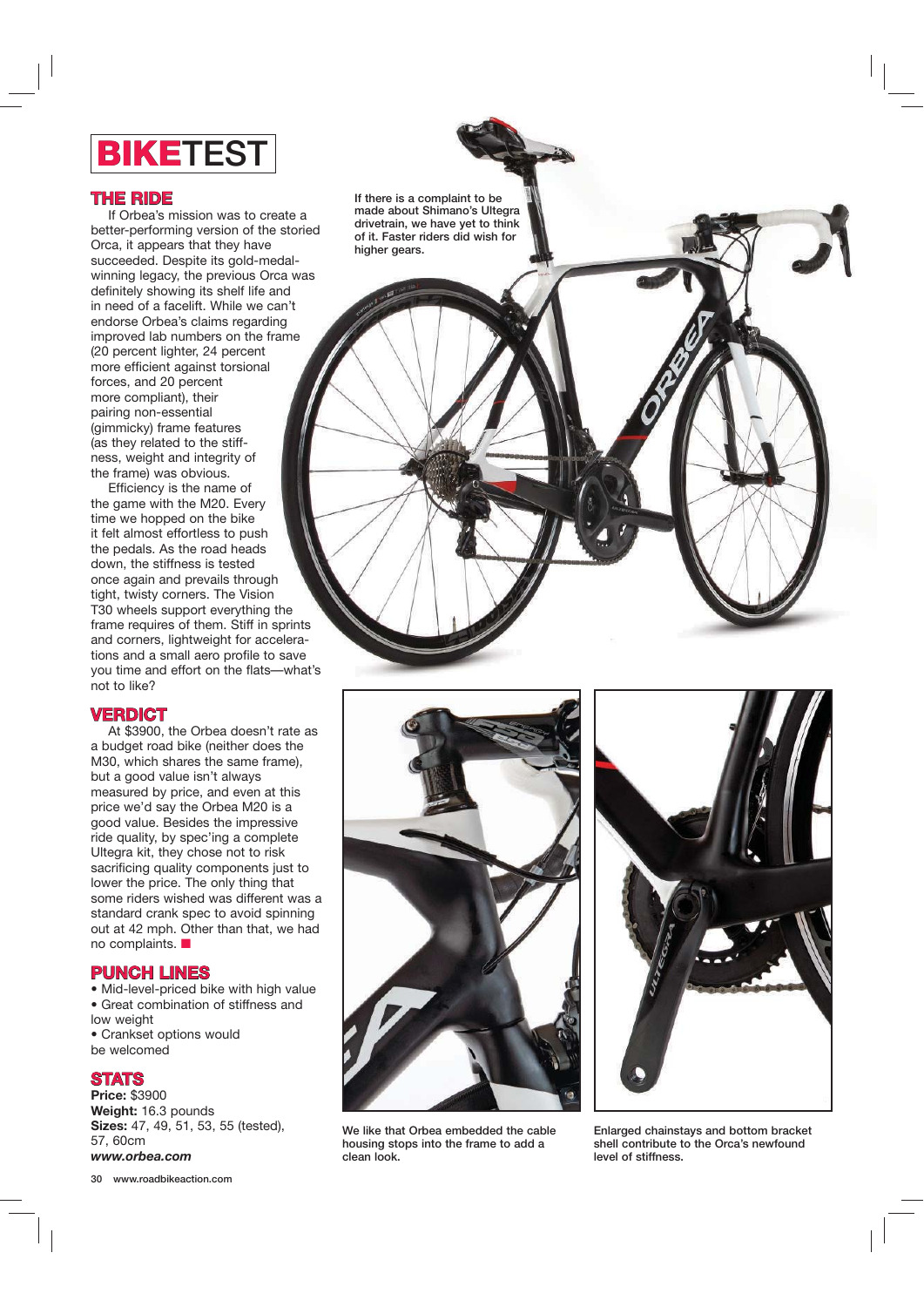# BIKETEST

## THE RIDE

If Orbea's mission was to create a better-performing version of the storied Orca, it appears that they have succeeded. Despite its gold-medal-winning legacy, the previous Orca was definitely showing its shelf life and in need of a facelift. While we can't endorse Orbea's claims regarding improved lab numbers on the frame (20 percent lighter, 24 percent more efficient against torsional forces, and 20 percent more compliant), their pairing non-essential (gimmicky) frame features (as they related to the stiffness, weight and integrity of the frame) was obvious.

Efficiency is the name of the game with the M20. Every time we hopped on the bike it felt almost effortless to push the pedals. As the road heads down, the stiffness is tested once again and prevails through tight, twisty corners. The Vision T30 wheels support everything the frame requires of them. Stiff in sprints and corners, lightweight for accelerations and a small aero profile to save you time and effort on the flats—what's not to like?

## VERDICT

At $3900, the Orbea doesn't rate as a budget road bike (neither does the M30, which shares the same frame), but a good value isn't always measured by price, and even at this price we'd say the Orbea M20 is a good value. Besides the impressive ride quality, by spec'ing a complete Ultegra kit, they chose not to risk sacrificing quality components just to lower the price. The only thing that some riders wished was different was a standard crank spec to avoid spinning out at 42 mph. Other than that, we had no complaints. ■

## PUNCH LINES

- Mid-level-priced bike with high value
- Great combination of stiffness and low weight
- Crankset options would be welcomed

## STATS

**Price:** $3900
**Weight:** 16.3 pounds
**Sizes:** 47, 49, 51, 53, 55 (tested), 57, 60cm
***www.orbea.com***

If there is a complaint to be made about Shimano's Ultegra drivetrain, we have yet to think of it. Faster riders did wish for higher gears.

We like that Orbea embedded the cable housing stops into the frame to add a clean look.

Enlarged chainstays and bottom bracket shell contribute to the Orca's newfound level of stiffness.